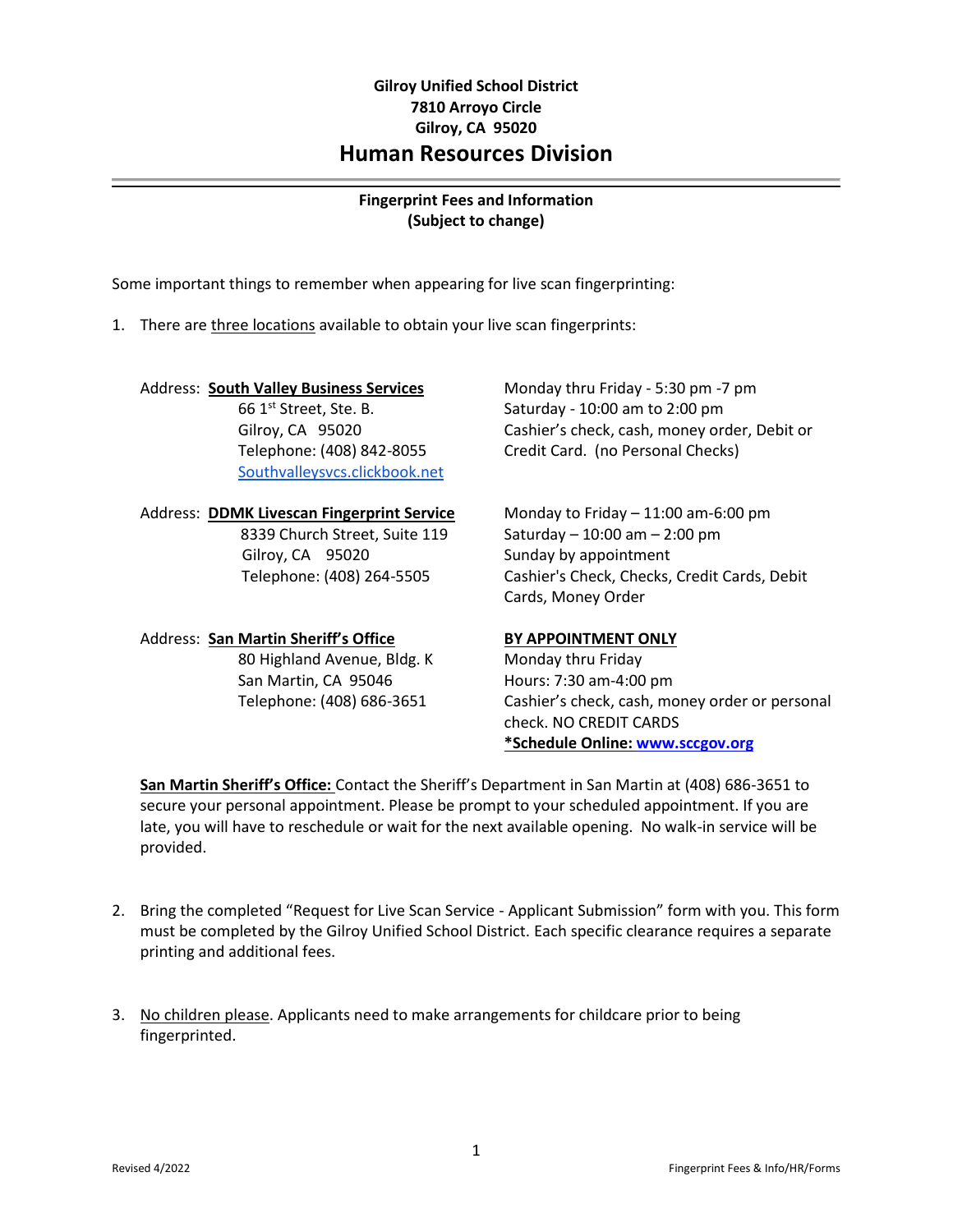**Gilroy Unified School District**
**7810 Arroyo Circle**
**Gilroy, CA 95020**

# Human Resources Division

---

**Fingerprint Fees and Information**
**(Subject to change)**

Some important things to remember when appearing for live scan fingerprinting:

1. There are three locations available to obtain your live scan fingerprints:

   Address: **South Valley Business Services**
   66 1st Street, Ste. B.
   Gilroy, CA 95020
   Telephone: (408) 842-8055
   [Southvalleysvcs.clickbook.net](Southvalleysvcs.clickbook.net)

   Monday thru Friday - 5:30 pm -7 pm
   Saturday - 10:00 am to 2:00 pm
   Cashier's check, cash, money order, Debit or Credit Card. (no Personal Checks)

   Address: **DDMK Livescan Fingerprint Service**
   8339 Church Street, Suite 119
   Gilroy, CA 95020
   Telephone: (408) 264-5505

   Monday to Friday – 11:00 am-6:00 pm
   Saturday – 10:00 am – 2:00 pm
   Sunday by appointment
   Cashier's Check, Checks, Credit Cards, Debit Cards, Money Order

   Address: **San Martin Sheriff's Office**
   80 Highland Avenue, Bldg. K
   San Martin, CA 95046
   Telephone: (408) 686-3651

   **BY APPOINTMENT ONLY**
   Monday thru Friday
   Hours: 7:30 am-4:00 pm
   Cashier's check, cash, money order or personal check. NO CREDIT CARDS
   ***Schedule Online: [www.sccgov.org](www.sccgov.org)**

   **San Martin Sheriff's Office:** Contact the Sheriff's Department in San Martin at (408) 686-3651 to secure your personal appointment. Please be prompt to your scheduled appointment. If you are late, you will have to reschedule or wait for the next available opening. No walk-in service will be provided.

2. Bring the completed "Request for Live Scan Service - Applicant Submission" form with you. This form must be completed by the Gilroy Unified School District. Each specific clearance requires a separate printing and additional fees.

3. No children please. Applicants need to make arrangements for childcare prior to being fingerprinted.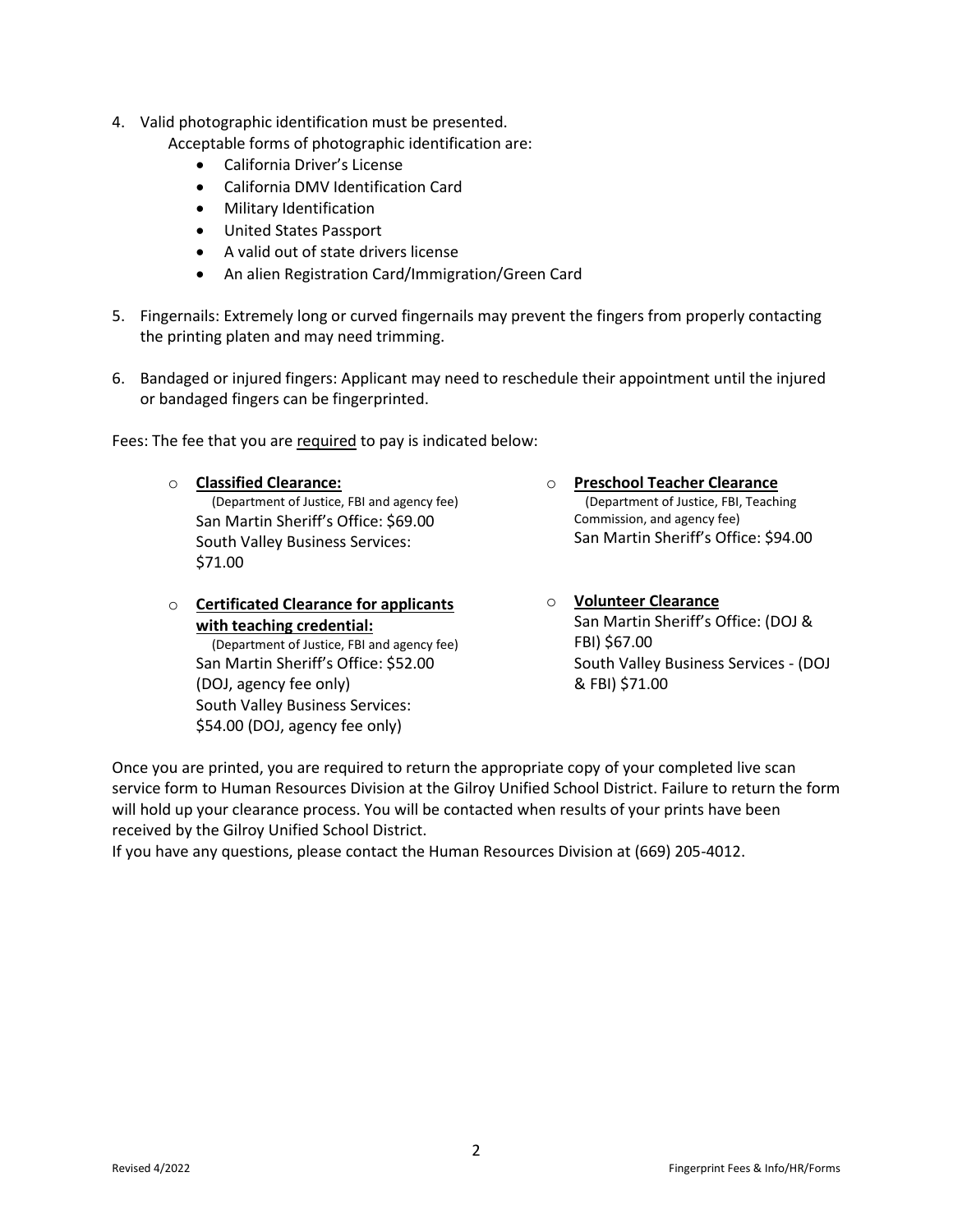4. Valid photographic identification must be presented.
   Acceptable forms of photographic identification are:
   - California Driver's License
   - California DMV Identification Card
   - Military Identification
   - United States Passport
   - A valid out of state drivers license
   - An alien Registration Card/Immigration/Green Card

5. Fingernails: Extremely long or curved fingernails may prevent the fingers from properly contacting the printing platen and may need trimming.

6. Bandaged or injured fingers: Applicant may need to reschedule their appointment until the injured or bandaged fingers can be fingerprinted.

Fees: The fee that you are required to pay is indicated below:

- **Classified Clearance:**
  (Department of Justice, FBI and agency fee)
  San Martin Sheriff's Office: $69.00
  South Valley Business Services: $71.00

- **Certificated Clearance for applicants with teaching credential:**
  (Department of Justice, FBI and agency fee)
  San Martin Sheriff's Office: $52.00 (DOJ, agency fee only)
  South Valley Business Services: $54.00 (DOJ, agency fee only)

- **Preschool Teacher Clearance**
  (Department of Justice, FBI, Teaching Commission, and agency fee)
  San Martin Sheriff's Office: $94.00

- **Volunteer Clearance**
  San Martin Sheriff's Office: (DOJ & FBI) $67.00
  South Valley Business Services - (DOJ & FBI) $71.00

Once you are printed, you are required to return the appropriate copy of your completed live scan service form to Human Resources Division at the Gilroy Unified School District. Failure to return the form will hold up your clearance process. You will be contacted when results of your prints have been received by the Gilroy Unified School District.

If you have any questions, please contact the Human Resources Division at (669) 205-4012.